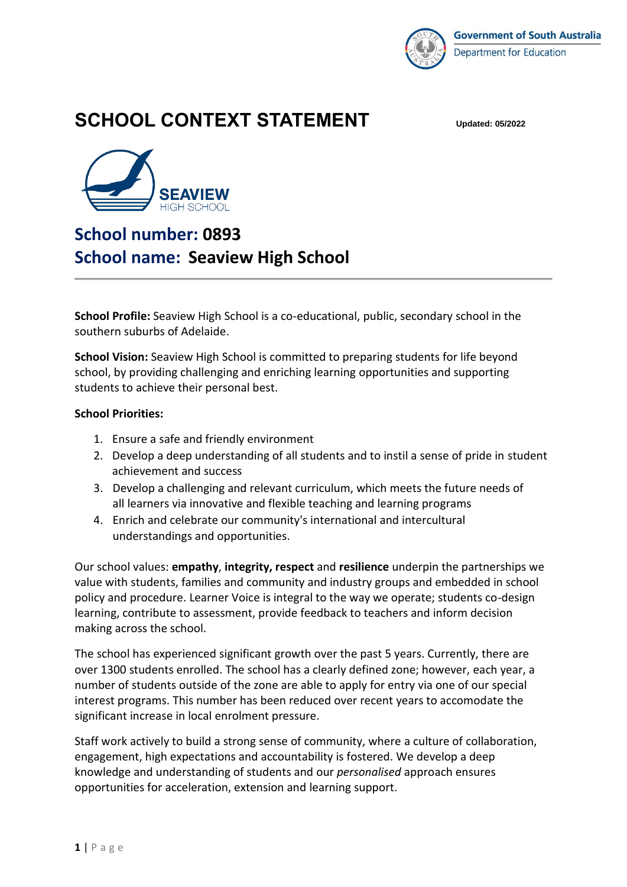# SCHOOL CONTEXT STATEMENT

**Updated: 05/2022**

## School number: 0893
## School name: Seaview High School

**School Profile:** Seaview High School is a co-educational, public, secondary school in the southern suburbs of Adelaide.

**School Vision:** Seaview High School is committed to preparing students for life beyond school, by providing challenging and enriching learning opportunities and supporting students to achieve their personal best.

**School Priorities:**

1. Ensure a safe and friendly environment
2. Develop a deep understanding of all students and to instil a sense of pride in student achievement and success
3. Develop a challenging and relevant curriculum, which meets the future needs of all learners via innovative and flexible teaching and learning programs
4. Enrich and celebrate our community's international and intercultural understandings and opportunities.

Our school values: **empathy**, **integrity, respect** and **resilience** underpin the partnerships we value with students, families and community and industry groups and embedded in school policy and procedure. Learner Voice is integral to the way we operate; students co-design learning, contribute to assessment, provide feedback to teachers and inform decision making across the school.

The school has experienced significant growth over the past 5 years. Currently, there are over 1300 students enrolled. The school has a clearly defined zone; however, each year, a number of students outside of the zone are able to apply for entry via one of our special interest programs. This number has been reduced over recent years to accomodate the significant increase in local enrolment pressure.

Staff work actively to build a strong sense of community, where a culture of collaboration, engagement, high expectations and accountability is fostered. We develop a deep knowledge and understanding of students and our *personalised* approach ensures opportunities for acceleration, extension and learning support.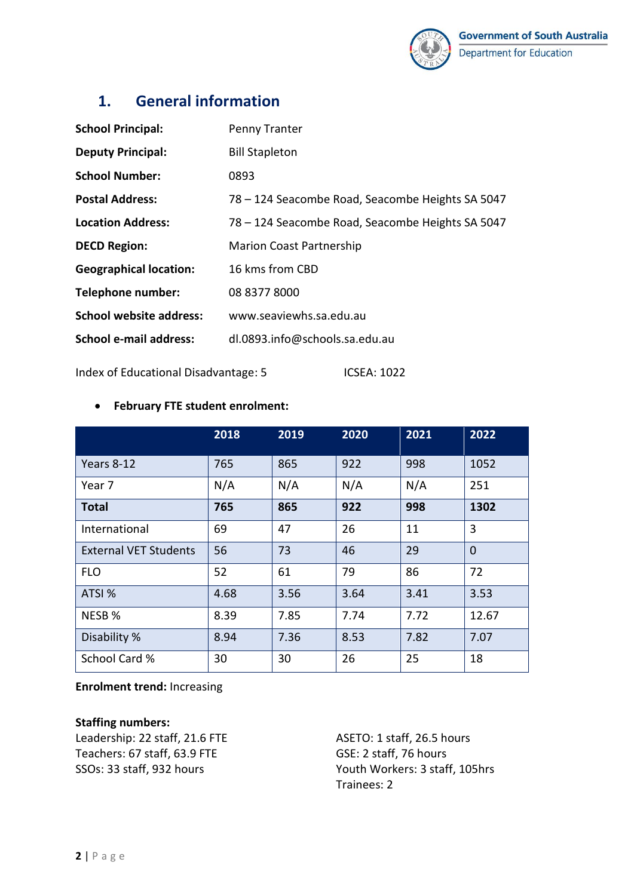## 1. General information

**School Principal:** Penny Tranter

**Deputy Principal:** Bill Stapleton

**School Number:** 0893

**Postal Address:** 78 – 124 Seacombe Road, Seacombe Heights SA 5047

**Location Address:** 78 – 124 Seacombe Road, Seacombe Heights SA 5047

**DECD Region:** Marion Coast Partnership

**Geographical location:** 16 kms from CBD

**Telephone number:** 08 8377 8000

**School website address:** www.seaviewhs.sa.edu.au

**School e-mail address:** dl.0893.info@schools.sa.edu.au

Index of Educational Disadvantage: 5 ICSEA: 1022

- **February FTE student enrolment:**

| | 2018 | 2019 | 2020 | 2021 | 2022 |
|---|---|---|---|---|---|
| Years 8-12 | 765 | 865 | 922 | 998 | 1052 |
| Year 7 | N/A | N/A | N/A | N/A | 251 |
| **Total** | **765** | **865** | **922** | **998** | **1302** |
| International | 69 | 47 | 26 | 11 | 3 |
| External VET Students | 56 | 73 | 46 | 29 | 0 |
| FLO | 52 | 61 | 79 | 86 | 72 |
| ATSI % | 4.68 | 3.56 | 3.64 | 3.41 | 3.53 |
| NESB % | 8.39 | 7.85 | 7.74 | 7.72 | 12.67 |
| Disability % | 8.94 | 7.36 | 8.53 | 7.82 | 7.07 |
| School Card % | 30 | 30 | 26 | 25 | 18 |

**Enrolment trend:** Increasing

**Staffing numbers:**
Leadership: 22 staff, 21.6 FTE
Teachers: 67 staff, 63.9 FTE
SSOs: 33 staff, 932 hours

ASETO: 1 staff, 26.5 hours
GSE: 2 staff, 76 hours
Youth Workers: 3 staff, 105hrs
Trainees: 2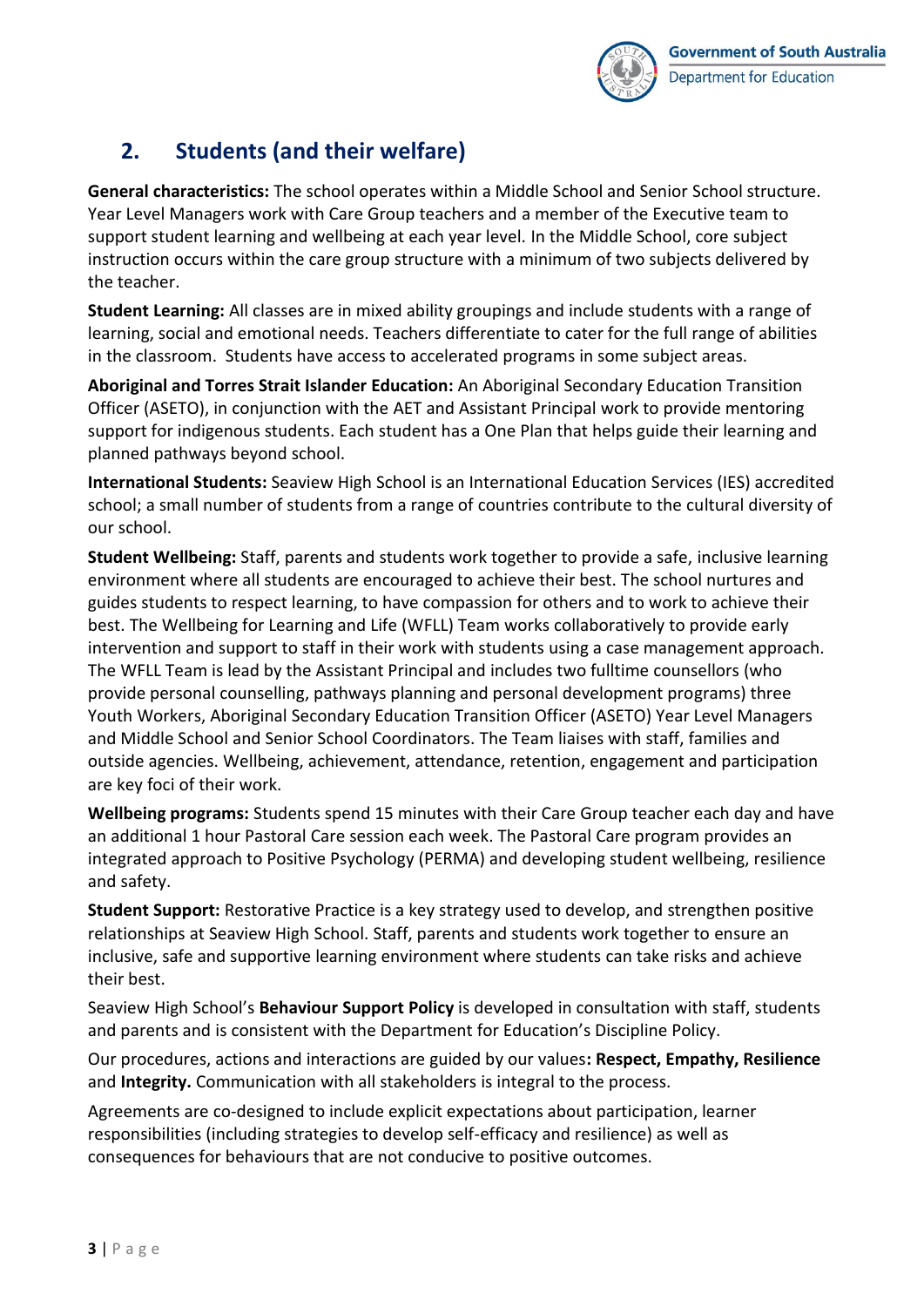## 2. Students (and their welfare)

**General characteristics:** The school operates within a Middle School and Senior School structure. Year Level Managers work with Care Group teachers and a member of the Executive team to support student learning and wellbeing at each year level. In the Middle School, core subject instruction occurs within the care group structure with a minimum of two subjects delivered by the teacher.

**Student Learning:** All classes are in mixed ability groupings and include students with a range of learning, social and emotional needs. Teachers differentiate to cater for the full range of abilities in the classroom. Students have access to accelerated programs in some subject areas.

**Aboriginal and Torres Strait Islander Education:** An Aboriginal Secondary Education Transition Officer (ASETO), in conjunction with the AET and Assistant Principal work to provide mentoring support for indigenous students. Each student has a One Plan that helps guide their learning and planned pathways beyond school.

**International Students:** Seaview High School is an International Education Services (IES) accredited school; a small number of students from a range of countries contribute to the cultural diversity of our school.

**Student Wellbeing:** Staff, parents and students work together to provide a safe, inclusive learning environment where all students are encouraged to achieve their best. The school nurtures and guides students to respect learning, to have compassion for others and to work to achieve their best. The Wellbeing for Learning and Life (WFLL) Team works collaboratively to provide early intervention and support to staff in their work with students using a case management approach. The WFLL Team is lead by the Assistant Principal and includes two fulltime counsellors (who provide personal counselling, pathways planning and personal development programs) three Youth Workers, Aboriginal Secondary Education Transition Officer (ASETO) Year Level Managers and Middle School and Senior School Coordinators. The Team liaises with staff, families and outside agencies. Wellbeing, achievement, attendance, retention, engagement and participation are key foci of their work.

**Wellbeing programs:** Students spend 15 minutes with their Care Group teacher each day and have an additional 1 hour Pastoral Care session each week. The Pastoral Care program provides an integrated approach to Positive Psychology (PERMA) and developing student wellbeing, resilience and safety.

**Student Support:** Restorative Practice is a key strategy used to develop, and strengthen positive relationships at Seaview High School. Staff, parents and students work together to ensure an inclusive, safe and supportive learning environment where students can take risks and achieve their best.

Seaview High School's **Behaviour Support Policy** is developed in consultation with staff, students and parents and is consistent with the Department for Education's Discipline Policy.

Our procedures, actions and interactions are guided by our values**: Respect, Empathy, Resilience** and **Integrity.** Communication with all stakeholders is integral to the process.

Agreements are co-designed to include explicit expectations about participation, learner responsibilities (including strategies to develop self-efficacy and resilience) as well as consequences for behaviours that are not conducive to positive outcomes.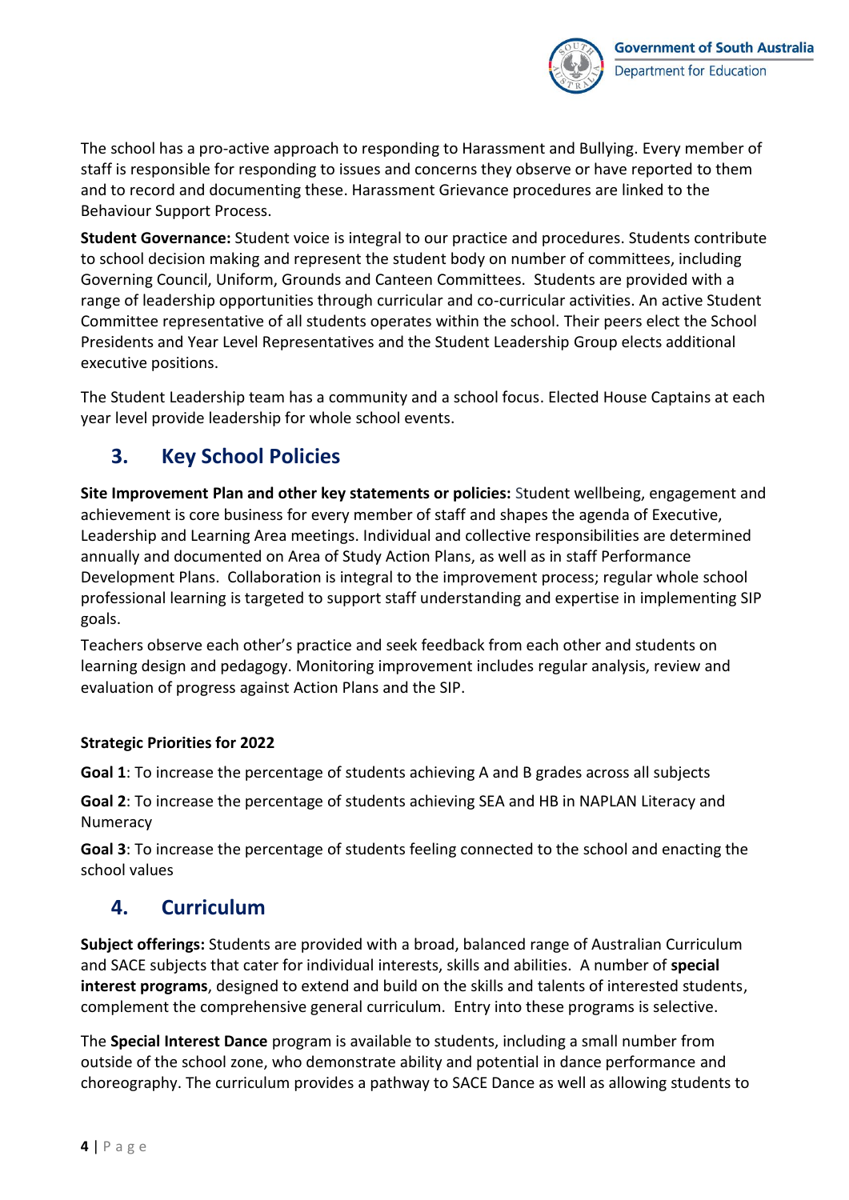The school has a pro-active approach to responding to Harassment and Bullying. Every member of staff is responsible for responding to issues and concerns they observe or have reported to them and to record and documenting these. Harassment Grievance procedures are linked to the Behaviour Support Process.

**Student Governance:** Student voice is integral to our practice and procedures. Students contribute to school decision making and represent the student body on number of committees, including Governing Council, Uniform, Grounds and Canteen Committees. Students are provided with a range of leadership opportunities through curricular and co-curricular activities. An active Student Committee representative of all students operates within the school. Their peers elect the School Presidents and Year Level Representatives and the Student Leadership Group elects additional executive positions.

The Student Leadership team has a community and a school focus. Elected House Captains at each year level provide leadership for whole school events.

## 3. Key School Policies

**Site Improvement Plan and other key statements or policies:** Student wellbeing, engagement and achievement is core business for every member of staff and shapes the agenda of Executive, Leadership and Learning Area meetings. Individual and collective responsibilities are determined annually and documented on Area of Study Action Plans, as well as in staff Performance Development Plans. Collaboration is integral to the improvement process; regular whole school professional learning is targeted to support staff understanding and expertise in implementing SIP goals.

Teachers observe each other's practice and seek feedback from each other and students on learning design and pedagogy. Monitoring improvement includes regular analysis, review and evaluation of progress against Action Plans and the SIP.

**Strategic Priorities for 2022**

**Goal 1**: To increase the percentage of students achieving A and B grades across all subjects

**Goal 2**: To increase the percentage of students achieving SEA and HB in NAPLAN Literacy and Numeracy

**Goal 3**: To increase the percentage of students feeling connected to the school and enacting the school values

## 4. Curriculum

**Subject offerings:** Students are provided with a broad, balanced range of Australian Curriculum and SACE subjects that cater for individual interests, skills and abilities. A number of **special interest programs**, designed to extend and build on the skills and talents of interested students, complement the comprehensive general curriculum. Entry into these programs is selective.

The **Special Interest Dance** program is available to students, including a small number from outside of the school zone, who demonstrate ability and potential in dance performance and choreography. The curriculum provides a pathway to SACE Dance as well as allowing students to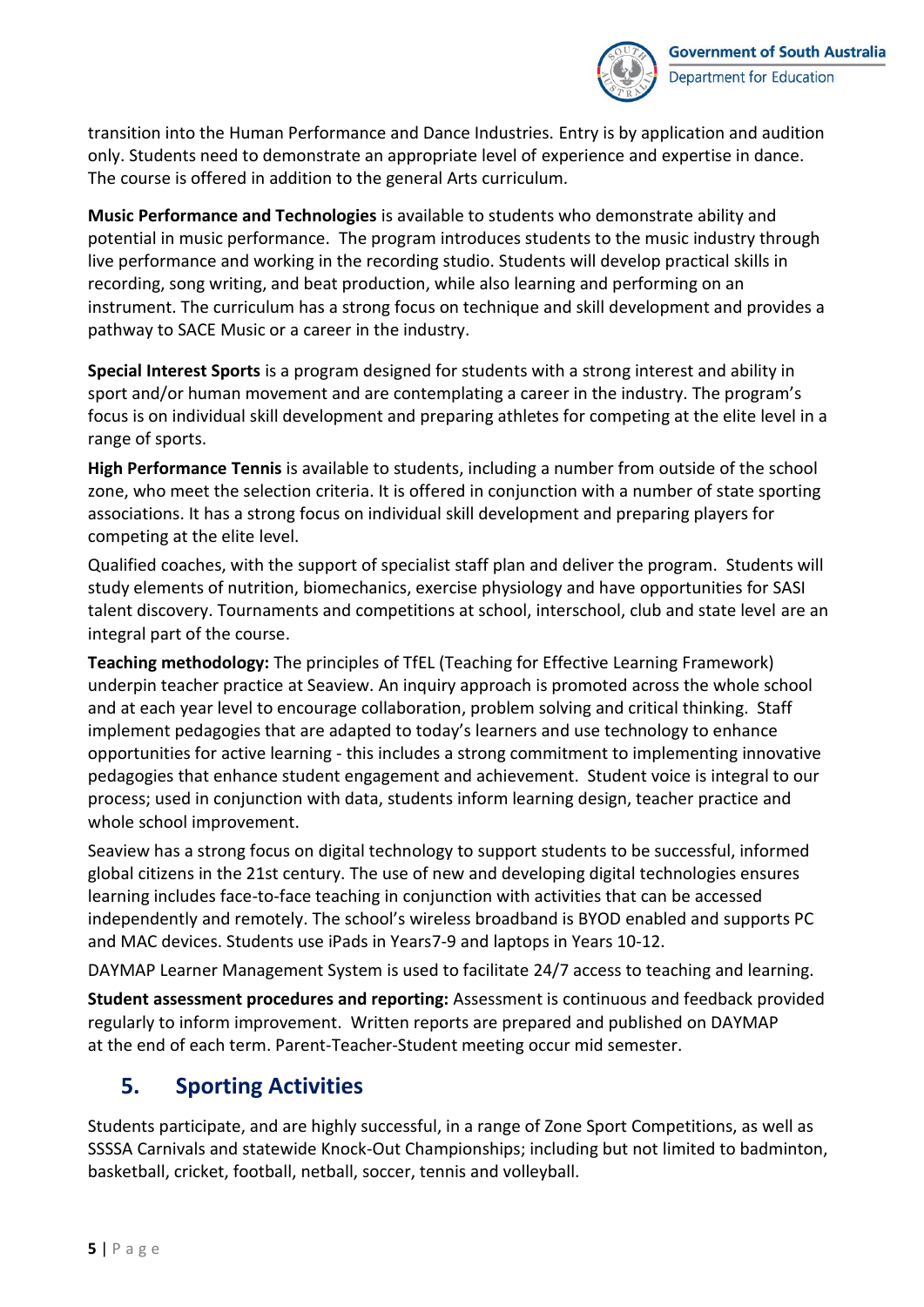transition into the Human Performance and Dance Industries. Entry is by application and audition only. Students need to demonstrate an appropriate level of experience and expertise in dance. The course is offered in addition to the general Arts curriculum.

**Music Performance and Technologies** is available to students who demonstrate ability and potential in music performance. The program introduces students to the music industry through live performance and working in the recording studio. Students will develop practical skills in recording, song writing, and beat production, while also learning and performing on an instrument. The curriculum has a strong focus on technique and skill development and provides a pathway to SACE Music or a career in the industry.

**Special Interest Sports** is a program designed for students with a strong interest and ability in sport and/or human movement and are contemplating a career in the industry. The program's focus is on individual skill development and preparing athletes for competing at the elite level in a range of sports.

**High Performance Tennis** is available to students, including a number from outside of the school zone, who meet the selection criteria. It is offered in conjunction with a number of state sporting associations. It has a strong focus on individual skill development and preparing players for competing at the elite level.

Qualified coaches, with the support of specialist staff plan and deliver the program. Students will study elements of nutrition, biomechanics, exercise physiology and have opportunities for SASI talent discovery. Tournaments and competitions at school, interschool, club and state level are an integral part of the course.

**Teaching methodology:** The principles of TfEL (Teaching for Effective Learning Framework) underpin teacher practice at Seaview. An inquiry approach is promoted across the whole school and at each year level to encourage collaboration, problem solving and critical thinking. Staff implement pedagogies that are adapted to today's learners and use technology to enhance opportunities for active learning - this includes a strong commitment to implementing innovative pedagogies that enhance student engagement and achievement. Student voice is integral to our process; used in conjunction with data, students inform learning design, teacher practice and whole school improvement.

Seaview has a strong focus on digital technology to support students to be successful, informed global citizens in the 21st century. The use of new and developing digital technologies ensures learning includes face-to-face teaching in conjunction with activities that can be accessed independently and remotely. The school's wireless broadband is BYOD enabled and supports PC and MAC devices. Students use iPads in Years7-9 and laptops in Years 10-12.

DAYMAP Learner Management System is used to facilitate 24/7 access to teaching and learning.

**Student assessment procedures and reporting:** Assessment is continuous and feedback provided regularly to inform improvement. Written reports are prepared and published on DAYMAP at the end of each term. Parent-Teacher-Student meeting occur mid semester.

## 5. Sporting Activities

Students participate, and are highly successful, in a range of Zone Sport Competitions, as well as SSSSA Carnivals and statewide Knock-Out Championships; including but not limited to badminton, basketball, cricket, football, netball, soccer, tennis and volleyball.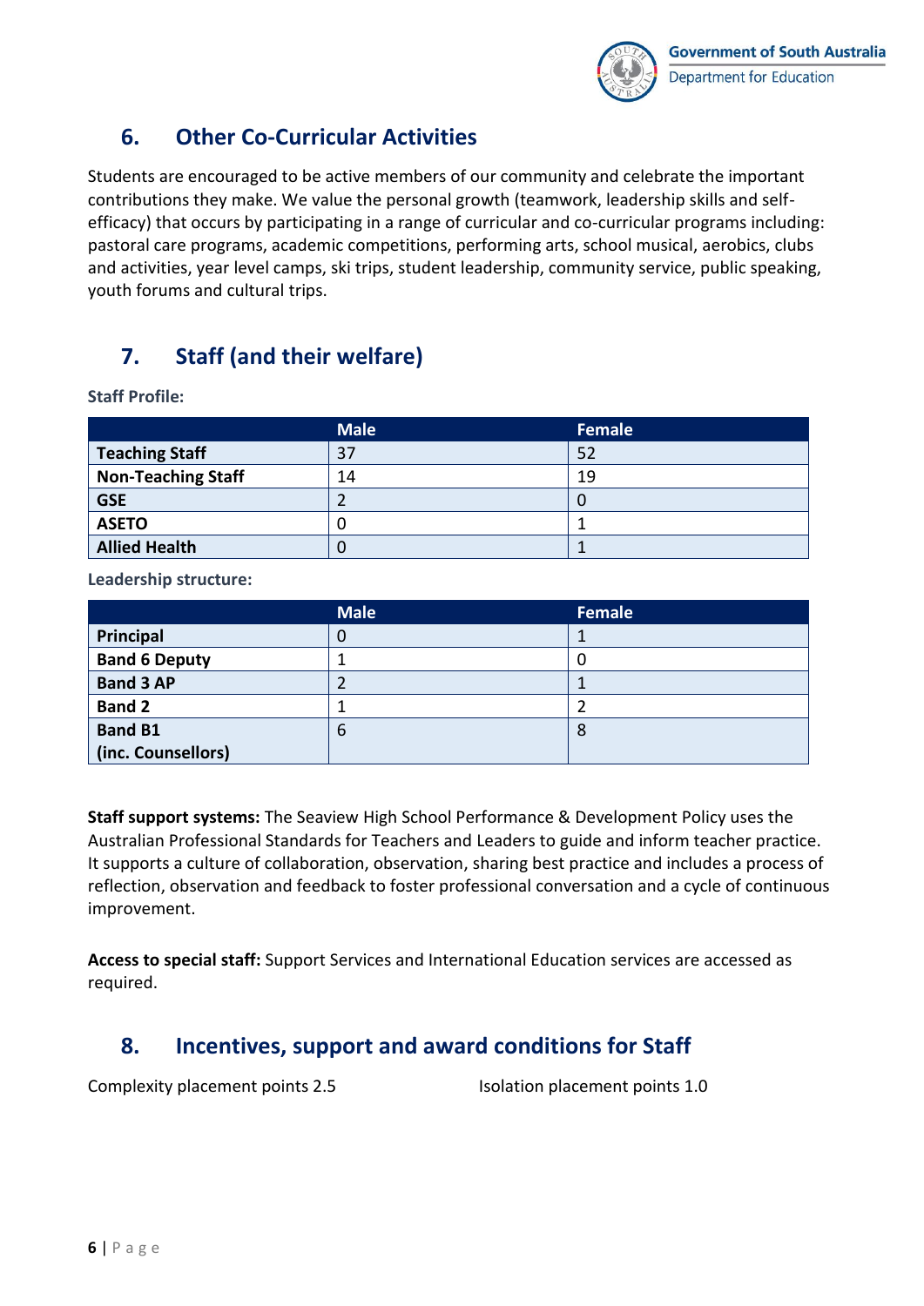## 6. Other Co-Curricular Activities

Students are encouraged to be active members of our community and celebrate the important contributions they make. We value the personal growth (teamwork, leadership skills and self-efficacy) that occurs by participating in a range of curricular and co-curricular programs including: pastoral care programs, academic competitions, performing arts, school musical, aerobics, clubs and activities, year level camps, ski trips, student leadership, community service, public speaking, youth forums and cultural trips.

## 7. Staff (and their welfare)

**Staff Profile:**

| | Male | Female |
|---|---|---|
| **Teaching Staff** | 37 | 52 |
| **Non-Teaching Staff** | 14 | 19 |
| **GSE** | 2 | 0 |
| **ASETO** | 0 | 1 |
| **Allied Health** | 0 | 1 |

**Leadership structure:**

| | Male | Female |
|---|---|---|
| **Principal** | 0 | 1 |
| **Band 6 Deputy** | 1 | 0 |
| **Band 3 AP** | 2 | 1 |
| **Band 2** | 1 | 2 |
| **Band B1 (inc. Counsellors)** | 6 | 8 |

**Staff support systems:** The Seaview High School Performance & Development Policy uses the Australian Professional Standards for Teachers and Leaders to guide and inform teacher practice. It supports a culture of collaboration, observation, sharing best practice and includes a process of reflection, observation and feedback to foster professional conversation and a cycle of continuous improvement.

**Access to special staff:** Support Services and International Education services are accessed as required.

## 8. Incentives, support and award conditions for Staff

Complexity placement points 2.5

Isolation placement points 1.0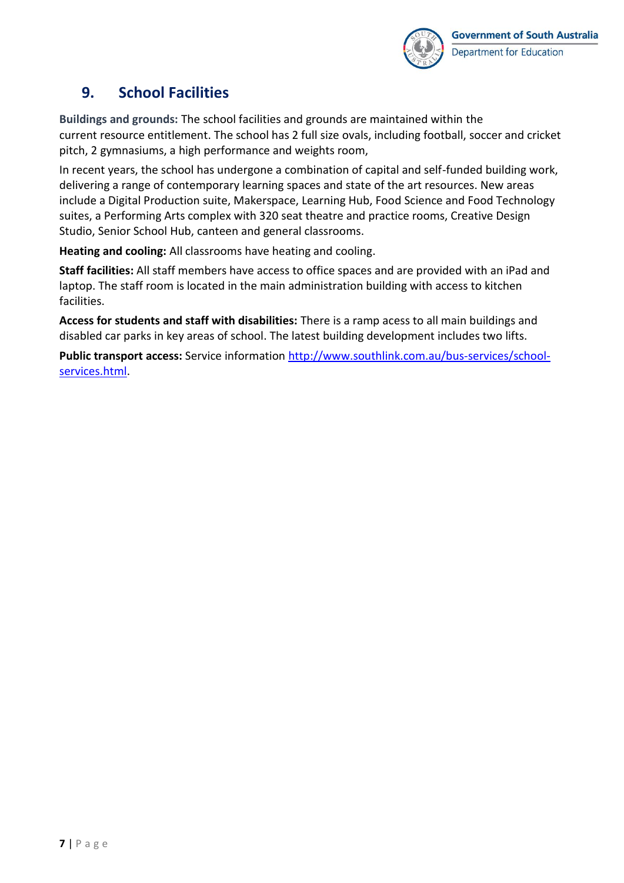## 9. School Facilities

**Buildings and grounds:** The school facilities and grounds are maintained within the current resource entitlement. The school has 2 full size ovals, including football, soccer and cricket pitch, 2 gymnasiums, a high performance and weights room,

In recent years, the school has undergone a combination of capital and self-funded building work, delivering a range of contemporary learning spaces and state of the art resources. New areas include a Digital Production suite, Makerspace, Learning Hub, Food Science and Food Technology suites, a Performing Arts complex with 320 seat theatre and practice rooms, Creative Design Studio, Senior School Hub, canteen and general classrooms.

**Heating and cooling:** All classrooms have heating and cooling.

**Staff facilities:** All staff members have access to office spaces and are provided with an iPad and laptop. The staff room is located in the main administration building with access to kitchen facilities.

**Access for students and staff with disabilities:** There is a ramp acess to all main buildings and disabled car parks in key areas of school. The latest building development includes two lifts.

**Public transport access:** Service information [http://www.southlink.com.au/bus-services/school-services.html](http://www.southlink.com.au/bus-services/school-services.html).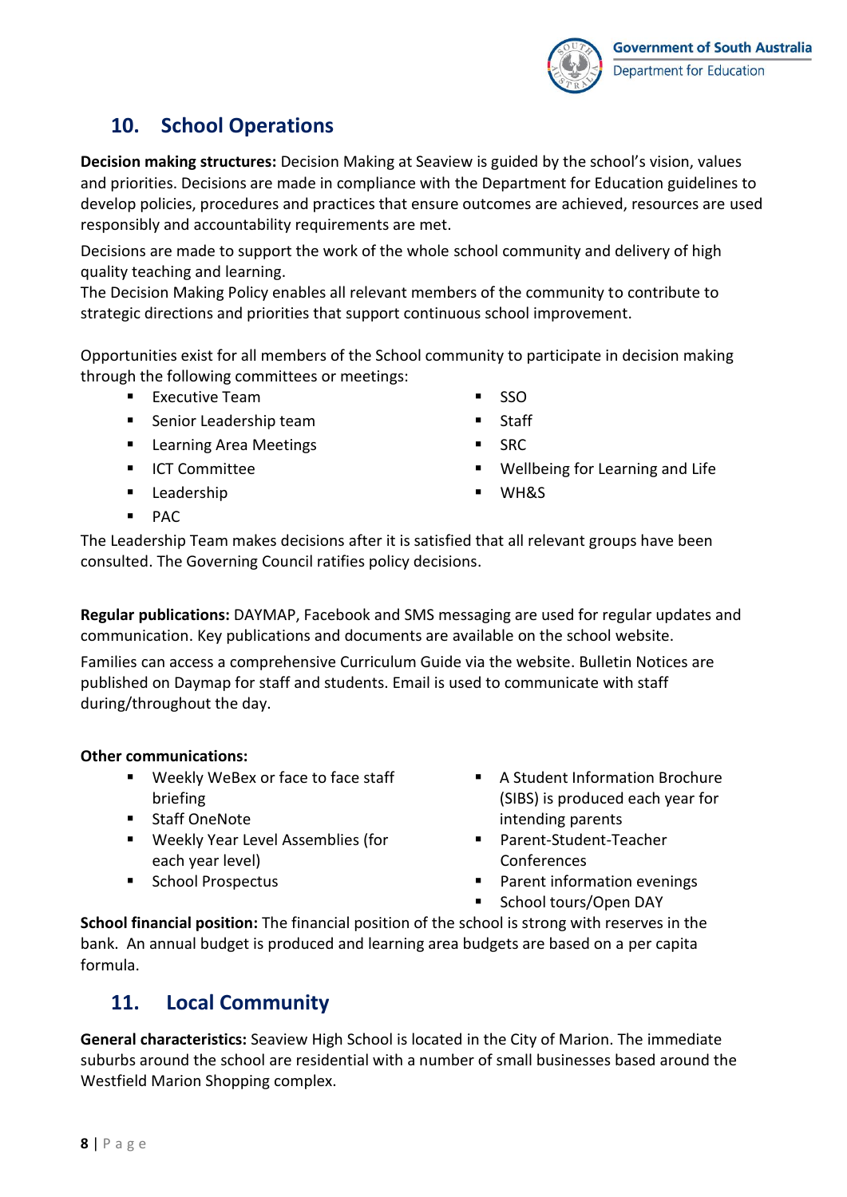## 10. School Operations

**Decision making structures:** Decision Making at Seaview is guided by the school's vision, values and priorities. Decisions are made in compliance with the Department for Education guidelines to develop policies, procedures and practices that ensure outcomes are achieved, resources are used responsibly and accountability requirements are met.

Decisions are made to support the work of the whole school community and delivery of high quality teaching and learning.
The Decision Making Policy enables all relevant members of the community to contribute to strategic directions and priorities that support continuous school improvement.

Opportunities exist for all members of the School community to participate in decision making through the following committees or meetings:

- Executive Team
- Senior Leadership team
- Learning Area Meetings
- ICT Committee
- Leadership
- PAC
- SSO
- Staff
- SRC
- Wellbeing for Learning and Life
- WH&S

The Leadership Team makes decisions after it is satisfied that all relevant groups have been consulted. The Governing Council ratifies policy decisions.

**Regular publications:** DAYMAP, Facebook and SMS messaging are used for regular updates and communication. Key publications and documents are available on the school website.

Families can access a comprehensive Curriculum Guide via the website. Bulletin Notices are published on Daymap for staff and students. Email is used to communicate with staff during/throughout the day.

**Other communications:**

- Weekly WeBex or face to face staff briefing
- Staff OneNote
- Weekly Year Level Assemblies (for each year level)
- School Prospectus
- A Student Information Brochure (SIBS) is produced each year for intending parents
- Parent-Student-Teacher Conferences
- Parent information evenings
- School tours/Open DAY

**School financial position:** The financial position of the school is strong with reserves in the bank. An annual budget is produced and learning area budgets are based on a per capita formula.

## 11. Local Community

**General characteristics:** Seaview High School is located in the City of Marion. The immediate suburbs around the school are residential with a number of small businesses based around the Westfield Marion Shopping complex.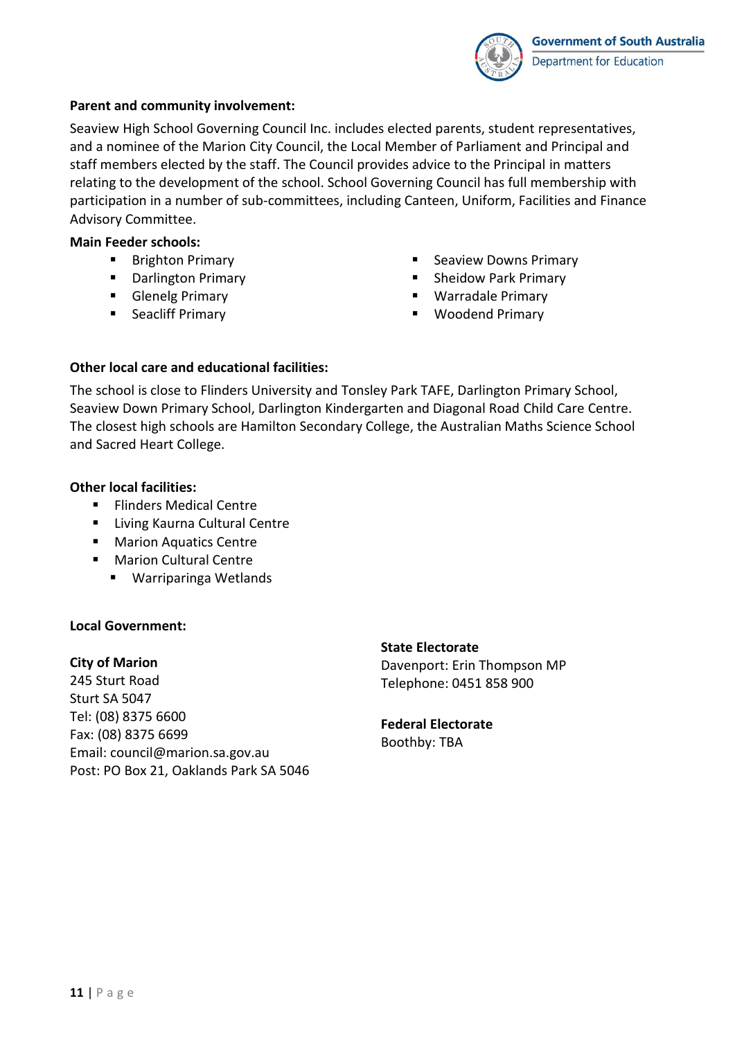**Parent and community involvement:**

Seaview High School Governing Council Inc. includes elected parents, student representatives, and a nominee of the Marion City Council, the Local Member of Parliament and Principal and staff members elected by the staff. The Council provides advice to the Principal in matters relating to the development of the school. School Governing Council has full membership with participation in a number of sub-committees, including Canteen, Uniform, Facilities and Finance Advisory Committee.

**Main Feeder schools:**

- Brighton Primary
- Darlington Primary
- Glenelg Primary
- Seacliff Primary
- Seaview Downs Primary
- Sheidow Park Primary
- Warradale Primary
- Woodend Primary

**Other local care and educational facilities:**

The school is close to Flinders University and Tonsley Park TAFE, Darlington Primary School, Seaview Down Primary School, Darlington Kindergarten and Diagonal Road Child Care Centre. The closest high schools are Hamilton Secondary College, the Australian Maths Science School and Sacred Heart College.

**Other local facilities:**

- Flinders Medical Centre
- Living Kaurna Cultural Centre
- Marion Aquatics Centre
- Marion Cultural Centre
- Warriparinga Wetlands

**Local Government:**

**City of Marion**
245 Sturt Road
Sturt SA 5047
Tel: (08) 8375 6600
Fax: (08) 8375 6699
Email: council@marion.sa.gov.au
Post: PO Box 21, Oaklands Park SA 5046

**State Electorate**
Davenport: Erin Thompson MP
Telephone: 0451 858 900

**Federal Electorate**
Boothby: TBA